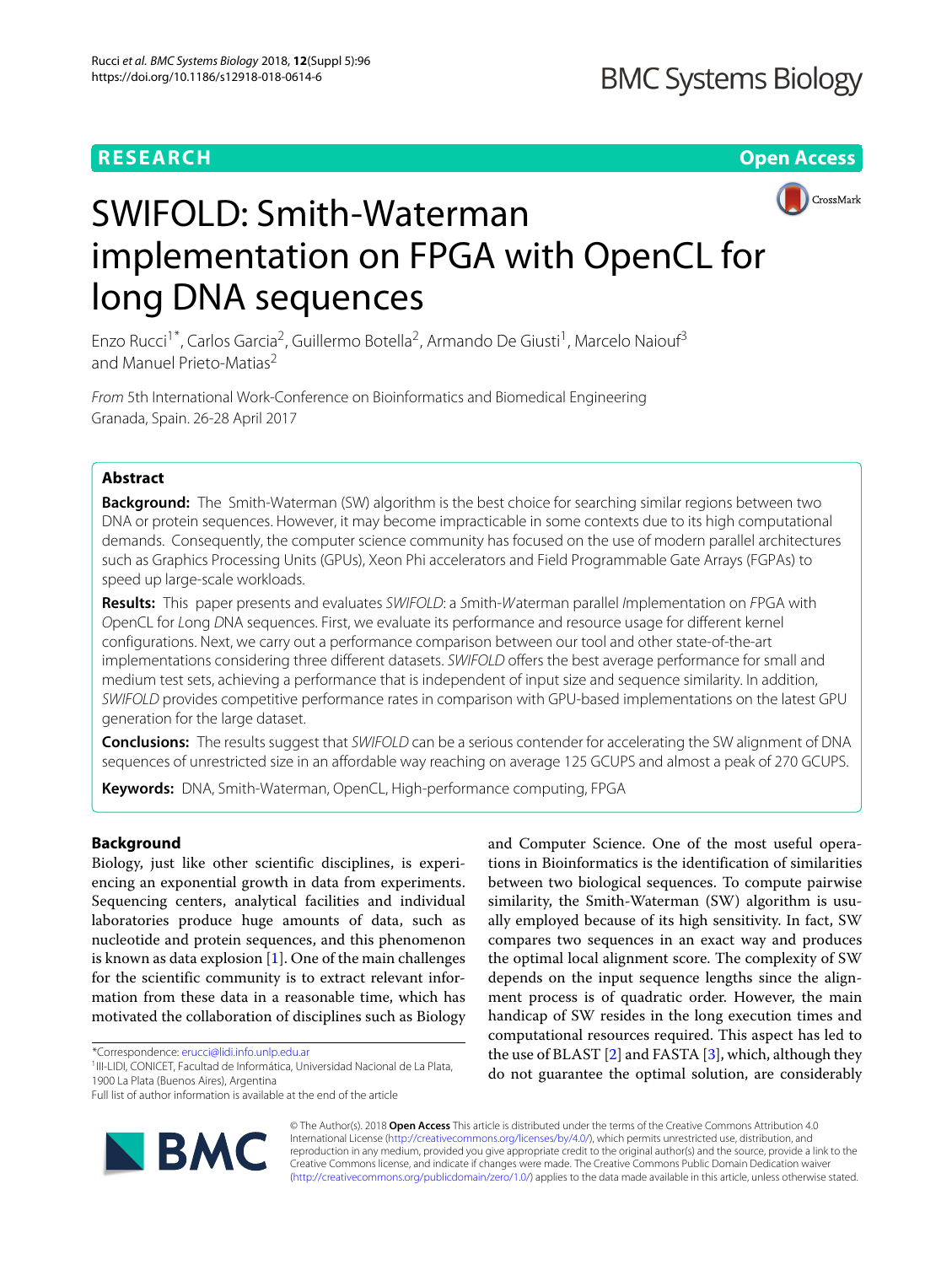RESEARCH Open Access

# SWIFOLD: Smith-Waterman implementation on FPGA with OpenCL for long DNA sequences

Enzo Rucci[1*], Carlos Garcia[2], Guillermo Botella[2], Armando De Giusti[1], Marcelo Naiouf[3] and Manuel Prieto-Matias[2]

*From* 5th International Work-Conference on Bioinformatics and Biomedical Engineering Granada, Spain. 26-28 April 2017

## Abstract

**Background:** The Smith-Waterman (SW) algorithm is the best choice for searching similar regions between two DNA or protein sequences. However, it may become impracticable in some contexts due to its high computational demands. Consequently, the computer science community has focused on the use of modern parallel architectures such as Graphics Processing Units (GPUs), Xeon Phi accelerators and Field Programmable Gate Arrays (FGPAs) to speed up large-scale workloads.

**Results:** This paper presents and evaluates *SWIFOLD*: a *S*mith-*W*aterman parallel *I*mplementation on *F*PGA with *O*penCL for *L*ong *D*NA sequences. First, we evaluate its performance and resource usage for different kernel configurations. Next, we carry out a performance comparison between our tool and other state-of-the-art implementations considering three different datasets. *SWIFOLD* offers the best average performance for small and medium test sets, achieving a performance that is independent of input size and sequence similarity. In addition, *SWIFOLD* provides competitive performance rates in comparison with GPU-based implementations on the latest GPU generation for the large dataset.

**Conclusions:** The results suggest that *SWIFOLD* can be a serious contender for accelerating the SW alignment of DNA sequences of unrestricted size in an affordable way reaching on average 125 GCUPS and almost a peak of 270 GCUPS.

**Keywords:** DNA, Smith-Waterman, OpenCL, High-performance computing, FPGA

## Background

Biology, just like other scientific disciplines, is experiencing an exponential growth in data from experiments. Sequencing centers, analytical facilities and individual laboratories produce huge amounts of data, such as nucleotide and protein sequences, and this phenomenon is known as data explosion [1]. One of the main challenges for the scientific community is to extract relevant information from these data in a reasonable time, which has motivated the collaboration of disciplines such as Biology and Computer Science. One of the most useful operations in Bioinformatics is the identification of similarities between two biological sequences. To compute pairwise similarity, the Smith-Waterman (SW) algorithm is usually employed because of its high sensitivity. In fact, SW compares two sequences in an exact way and produces the optimal local alignment score. The complexity of SW depends on the input sequence lengths since the alignment process is of quadratic order. However, the main handicap of SW resides in the long execution times and computational resources required. This aspect has led to the use of BLAST [2] and FASTA [3], which, although they do not guarantee the optimal solution, are considerably

*Correspondence: erucci@lidi.info.unlp.edu.ar
[1]III-LIDI, CONICET, Facultad de Informática, Universidad Nacional de La Plata, 1900 La Plata (Buenos Aires), Argentina
Full list of author information is available at the end of the article

© The Author(s). 2018 **Open Access** This article is distributed under the terms of the Creative Commons Attribution 4.0 International License (http://creativecommons.org/licenses/by/4.0/), which permits unrestricted use, distribution, and reproduction in any medium, provided you give appropriate credit to the original author(s) and the source, provide a link to the Creative Commons license, and indicate if changes were made. The Creative Commons Public Domain Dedication waiver (http://creativecommons.org/publicdomain/zero/1.0/) applies to the data made available in this article, unless otherwise stated.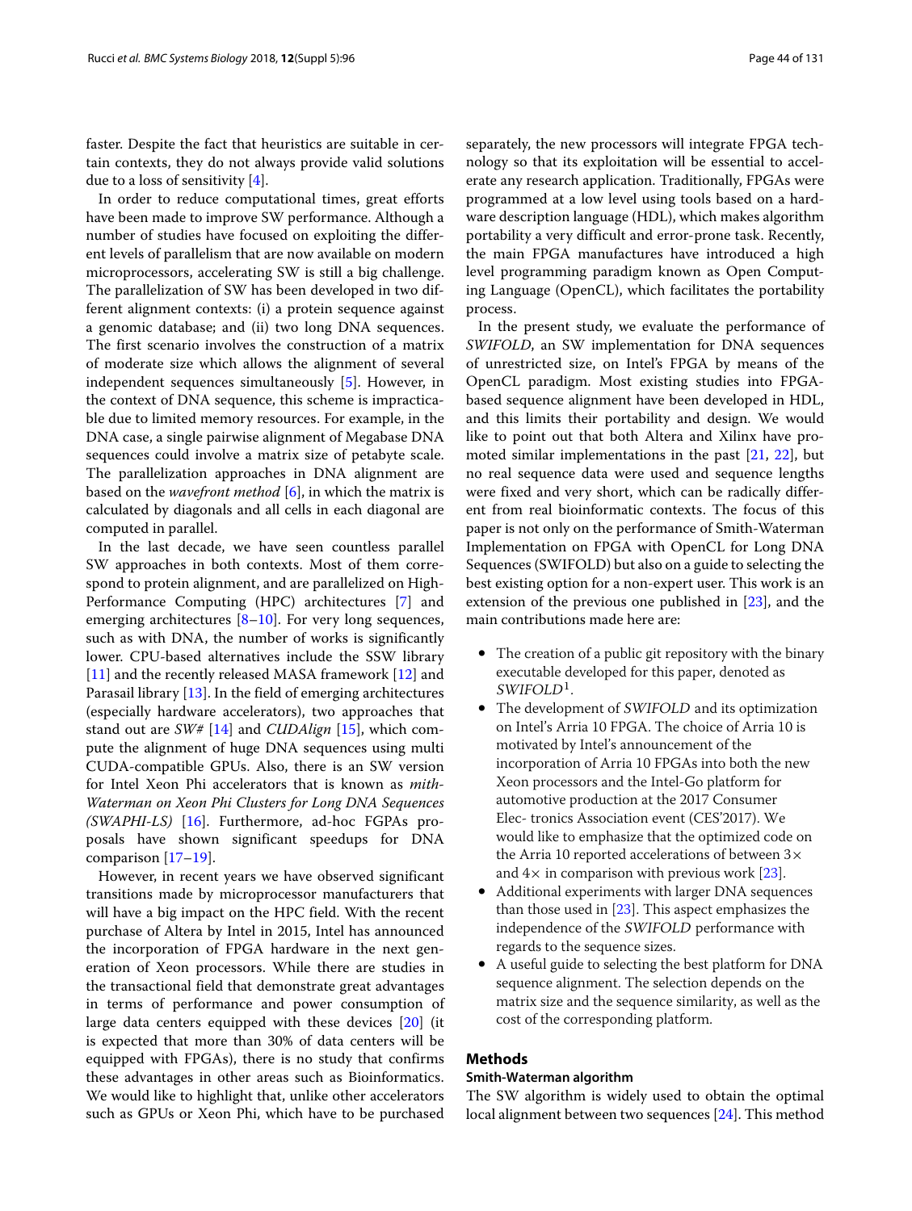faster. Despite the fact that heuristics are suitable in certain contexts, they do not always provide valid solutions due to a loss of sensitivity [4].

In order to reduce computational times, great efforts have been made to improve SW performance. Although a number of studies have focused on exploiting the different levels of parallelism that are now available on modern microprocessors, accelerating SW is still a big challenge. The parallelization of SW has been developed in two different alignment contexts: (i) a protein sequence against a genomic database; and (ii) two long DNA sequences. The first scenario involves the construction of a matrix of moderate size which allows the alignment of several independent sequences simultaneously [5]. However, in the context of DNA sequence, this scheme is impracticable due to limited memory resources. For example, in the DNA case, a single pairwise alignment of Megabase DNA sequences could involve a matrix size of petabyte scale. The parallelization approaches in DNA alignment are based on the *wavefront method* [6], in which the matrix is calculated by diagonals and all cells in each diagonal are computed in parallel.

In the last decade, we have seen countless parallel SW approaches in both contexts. Most of them correspond to protein alignment, and are parallelized on High-Performance Computing (HPC) architectures [7] and emerging architectures [8–10]. For very long sequences, such as with DNA, the number of works is significantly lower. CPU-based alternatives include the SSW library [11] and the recently released MASA framework [12] and Parasail library [13]. In the field of emerging architectures (especially hardware accelerators), two approaches that stand out are *SW#* [14] and *CUDAlign* [15], which compute the alignment of huge DNA sequences using multi CUDA-compatible GPUs. Also, there is an SW version for Intel Xeon Phi accelerators that is known as *mith-Waterman on Xeon Phi Clusters for Long DNA Sequences (SWAPHI-LS)* [16]. Furthermore, ad-hoc FGPAs proposals have shown significant speedups for DNA comparison [17–19].

However, in recent years we have observed significant transitions made by microprocessor manufacturers that will have a big impact on the HPC field. With the recent purchase of Altera by Intel in 2015, Intel has announced the incorporation of FPGA hardware in the next generation of Xeon processors. While there are studies in the transactional field that demonstrate great advantages in terms of performance and power consumption of large data centers equipped with these devices [20] (it is expected that more than 30% of data centers will be equipped with FPGAs), there is no study that confirms these advantages in other areas such as Bioinformatics. We would like to highlight that, unlike other accelerators such as GPUs or Xeon Phi, which have to be purchased separately, the new processors will integrate FPGA technology so that its exploitation will be essential to accelerate any research application. Traditionally, FPGAs were programmed at a low level using tools based on a hardware description language (HDL), which makes algorithm portability a very difficult and error-prone task. Recently, the main FPGA manufactures have introduced a high level programming paradigm known as Open Computing Language (OpenCL), which facilitates the portability process.

In the present study, we evaluate the performance of *SWIFOLD*, an SW implementation for DNA sequences of unrestricted size, on Intel's FPGA by means of the OpenCL paradigm. Most existing studies into FPGA-based sequence alignment have been developed in HDL, and this limits their portability and design. We would like to point out that both Altera and Xilinx have promoted similar implementations in the past [21, 22], but no real sequence data were used and sequence lengths were fixed and very short, which can be radically different from real bioinformatic contexts. The focus of this paper is not only on the performance of Smith-Waterman Implementation on FPGA with OpenCL for Long DNA Sequences (SWIFOLD) but also on a guide to selecting the best existing option for a non-expert user. This work is an extension of the previous one published in [23], and the main contributions made here are:

- The creation of a public git repository with the binary executable developed for this paper, denoted as *SWIFOLD*[1].
- The development of *SWIFOLD* and its optimization on Intel's Arria 10 FPGA. The choice of Arria 10 is motivated by Intel's announcement of the incorporation of Arria 10 FPGAs into both the new Xeon processors and the Intel-Go platform for automotive production at the 2017 Consumer Elec- tronics Association event (CES'2017). We would like to emphasize that the optimized code on the Arria 10 reported accelerations of between 3× and 4× in comparison with previous work [23].
- Additional experiments with larger DNA sequences than those used in [23]. This aspect emphasizes the independence of the *SWIFOLD* performance with regards to the sequence sizes.
- A useful guide to selecting the best platform for DNA sequence alignment. The selection depends on the matrix size and the sequence similarity, as well as the cost of the corresponding platform.

## Methods

### Smith-Waterman algorithm

The SW algorithm is widely used to obtain the optimal local alignment between two sequences [24]. This method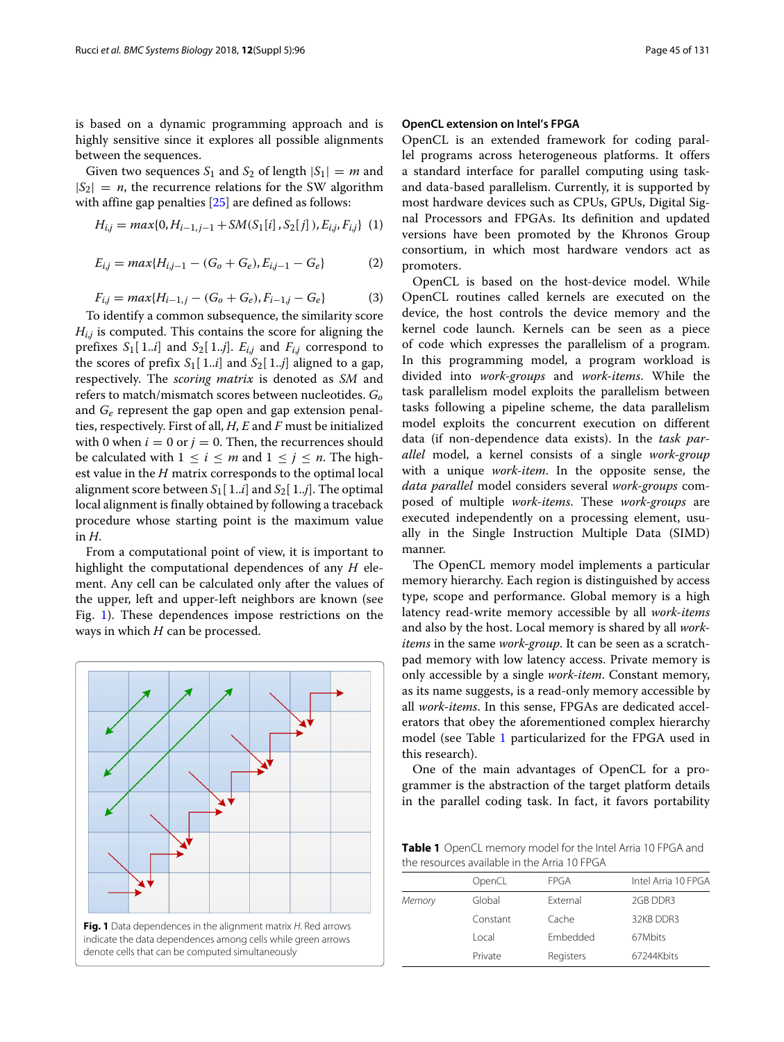is based on a dynamic programming approach and is highly sensitive since it explores all possible alignments between the sequences.

Given two sequences $S_1$ and $S_2$ of length $|S_1| = m$ and $|S_2| = n$, the recurrence relations for the SW algorithm with affine gap penalties [25] are defined as follows:

$$H_{i,j} = max\{0, H_{i-1,j-1} + SM(S_1[i], S_2[j]), E_{i,j}, F_{i,j}\} \quad (1)$$

$$E_{i,j} = max\{H_{i,j-1} - (G_o + G_e), E_{i,j-1} - G_e\} \quad (2)$$

$$F_{i,j} = max\{H_{i-1,j} - (G_o + G_e), F_{i-1,j} - G_e\} \quad (3)$$

To identify a common subsequence, the similarity score $H_{i,j}$ is computed. This contains the score for aligning the prefixes $S_1[1..i]$ and $S_2[1..j]$. $E_{i,j}$ and $F_{i,j}$ correspond to the scores of prefix $S_1[1..i]$ and $S_2[1..j]$ aligned to a gap, respectively. The *scoring matrix* is denoted as $SM$ and refers to match/mismatch scores between nucleotides. $G_o$ and $G_e$ represent the gap open and gap extension penalties, respectively. First of all, $H$, $E$ and $F$ must be initialized with 0 when $i = 0$ or $j = 0$. Then, the recurrences should be calculated with $1 \leq i \leq m$ and $1 \leq j \leq n$. The highest value in the $H$ matrix corresponds to the optimal local alignment score between $S_1[1..i]$ and $S_2[1..j]$. The optimal local alignment is finally obtained by following a traceback procedure whose starting point is the maximum value in $H$.

From a computational point of view, it is important to highlight the computational dependences of any $H$ element. Any cell can be calculated only after the values of the upper, left and upper-left neighbors are known (see Fig. 1). These dependences impose restrictions on the ways in which $H$ can be processed.

**Fig. 1** Data dependences in the alignment matrix $H$. Red arrows indicate the data dependences among cells while green arrows denote cells that can be computed simultaneously

### OpenCL extension on Intel's FPGA

OpenCL is an extended framework for coding parallel programs across heterogeneous platforms. It offers a standard interface for parallel computing using task- and data-based parallelism. Currently, it is supported by most hardware devices such as CPUs, GPUs, Digital Signal Processors and FPGAs. Its definition and updated versions have been promoted by the Khronos Group consortium, in which most hardware vendors act as promoters.

OpenCL is based on the host-device model. While OpenCL routines called kernels are executed on the device, the host controls the device memory and the kernel code launch. Kernels can be seen as a piece of code which expresses the parallelism of a program. In this programming model, a program workload is divided into *work-groups* and *work-items*. While the task parallelism model exploits the parallelism between tasks following a pipeline scheme, the data parallelism model exploits the concurrent execution on different data (if non-dependence data exists). In the *task parallel* model, a kernel consists of a single *work-group* with a unique *work-item*. In the opposite sense, the *data parallel* model considers several *work-groups* composed of multiple *work-items*. These *work-groups* are executed independently on a processing element, usually in the Single Instruction Multiple Data (SIMD) manner.

The OpenCL memory model implements a particular memory hierarchy. Each region is distinguished by access type, scope and performance. Global memory is a high latency read-write memory accessible by all *work-items* and also by the host. Local memory is shared by all *work-items* in the same *work-group*. It can be seen as a scratchpad memory with low latency access. Private memory is only accessible by a single *work-item*. Constant memory, as its name suggests, is a read-only memory accessible by all *work-items*. In this sense, FPGAs are dedicated accelerators that obey the aforementioned complex hierarchy model (see Table 1 particularized for the FPGA used in this research).

One of the main advantages of OpenCL for a programmer is the abstraction of the target platform details in the parallel coding task. In fact, it favors portability

**Table 1** OpenCL memory model for the Intel Arria 10 FPGA and the resources available in the Arria 10 FPGA

| | OpenCL | FPGA | Intel Arria 10 FPGA |
|---|---|---|---|
| *Memory* | Global | External | 2GB DDR3 |
| | Constant | Cache | 32KB DDR3 |
| | Local | Embedded | 67Mbits |
| | Private | Registers | 67244Kbits |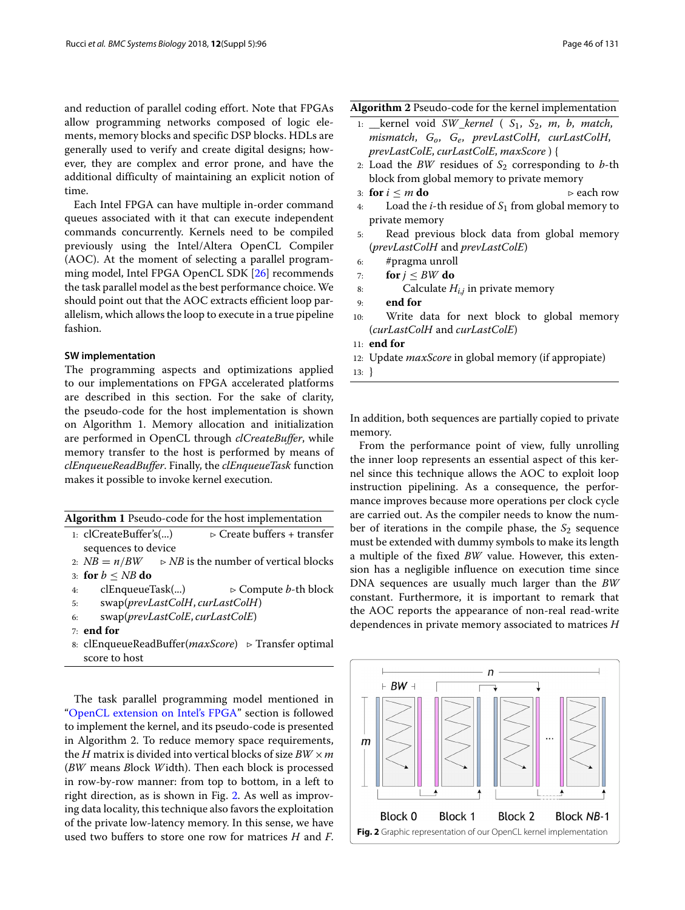and reduction of parallel coding effort. Note that FPGAs allow programming networks composed of logic elements, memory blocks and specific DSP blocks. HDLs are generally used to verify and create digital designs; however, they are complex and error prone, and have the additional difficulty of maintaining an explicit notion of time.

Each Intel FPGA can have multiple in-order command queues associated with it that can execute independent commands concurrently. Kernels need to be compiled previously using the Intel/Altera OpenCL Compiler (AOC). At the moment of selecting a parallel programming model, Intel FPGA OpenCL SDK [26] recommends the task parallel model as the best performance choice. We should point out that the AOC extracts efficient loop parallelism, which allows the loop to execute in a true pipeline fashion.

### SW implementation

The programming aspects and optimizations applied to our implementations on FPGA accelerated platforms are described in this section. For the sake of clarity, the pseudo-code for the host implementation is shown on Algorithm 1. Memory allocation and initialization are performed in OpenCL through *clCreateBuffer*, while memory transfer to the host is performed by means of *clEnqueueReadBuffer*. Finally, the *clEnqueueTask* function makes it possible to invoke kernel execution.

**Algorithm 1** Pseudo-code for the host implementation

```
1: clCreateBuffer's(...)            ▷ Create buffers + transfer
   sequences to device
2: NB = n/BW       ▷ NB is the number of vertical blocks
3: for b ≤ NB do
4:     clEnqueueTask(...)                  ▷ Compute b-th block
5:     swap(prevLastColH, curLastColH)
6:     swap(prevLastColE, curLastColE)
7: end for
8: clEnqueueReadBuffer(maxScore)   ▷ Transfer optimal
   score to host
```

The task parallel programming model mentioned in "OpenCL extension on Intel's FPGA" section is followed to implement the kernel, and its pseudo-code is presented in Algorithm 2. To reduce memory space requirements, the $H$ matrix is divided into vertical blocks of size $BW \times m$ ($BW$ means *B*lock *W*idth). Then each block is processed in row-by-row manner: from top to bottom, in a left to right direction, as is shown in Fig. 2. As well as improving data locality, this technique also favors the exploitation of the private low-latency memory. In this sense, we have used two buffers to store one row for matrices $H$ and $F$.

**Algorithm 2** Pseudo-code for the kernel implementation

```
1: __kernel void SW_kernel ( S1, S2, m, b, match,
   mismatch, Go, Ge, prevLastColH, curLastColH,
   prevLastColE, curLastColE, maxScore ) {
2: Load the BW residues of S2 corresponding to b-th
   block from global memory to private memory
3: for i ≤ m do                                ▷ each row
4:     Load the i-th residue of S1 from global memory to
       private memory
5:     Read previous block data from global memory
       (prevLastColH and prevLastColE)
6:     #pragma unroll
7:     for j ≤ BW do
8:         Calculate H_{i,j} in private memory
9:     end for
10:    Write data for next block to global memory
       (curLastColH and curLastColE)
11: end for
12: Update maxScore in global memory (if appropiate)
13: }
```

In addition, both sequences are partially copied to private memory.

From the performance point of view, fully unrolling the inner loop represents an essential aspect of this kernel since this technique allows the AOC to exploit loop instruction pipelining. As a consequence, the performance improves because more operations per clock cycle are carried out. As the compiler needs to know the number of iterations in the compile phase, the $S_2$ sequence must be extended with dummy symbols to make its length a multiple of the fixed $BW$ value. However, this extension has a negligible influence on execution time since DNA sequences are usually much larger than the $BW$ constant. Furthermore, it is important to remark that the AOC reports the appearance of non-real read-write dependences in private memory associated to matrices $H$

**Fig. 2** Graphic representation of our OpenCL kernel implementation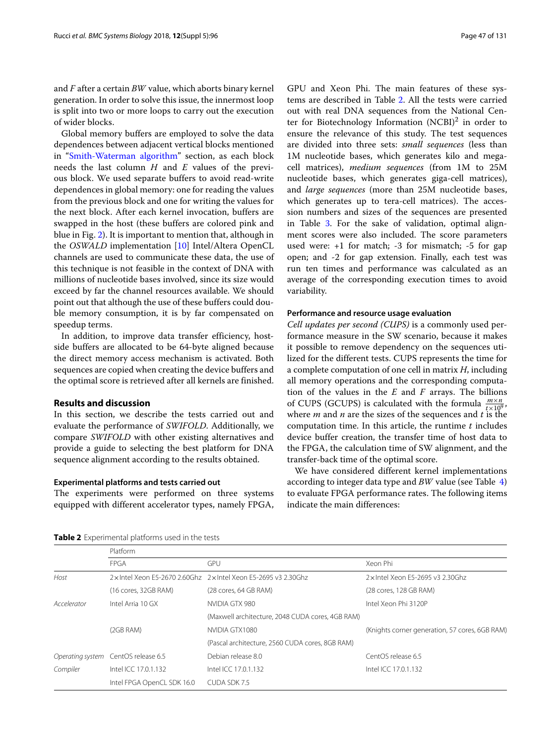and *F* after a certain *BW* value, which aborts binary kernel generation. In order to solve this issue, the innermost loop is split into two or more loops to carry out the execution of wider blocks.

Global memory buffers are employed to solve the data dependences between adjacent vertical blocks mentioned in "Smith-Waterman algorithm" section, as each block needs the last column *H* and *E* values of the previous block. We used separate buffers to avoid read-write dependences in global memory: one for reading the values from the previous block and one for writing the values for the next block. After each kernel invocation, buffers are swapped in the host (these buffers are colored pink and blue in Fig. 2). It is important to mention that, although in the *OSWALD* implementation [10] Intel/Altera OpenCL channels are used to communicate these data, the use of this technique is not feasible in the context of DNA with millions of nucleotide bases involved, since its size would exceed by far the channel resources available. We should point out that although the use of these buffers could double memory consumption, it is by far compensated on speedup terms.

In addition, to improve data transfer efficiency, host-side buffers are allocated to be 64-byte aligned because the direct memory access mechanism is activated. Both sequences are copied when creating the device buffers and the optimal score is retrieved after all kernels are finished.

## Results and discussion

In this section, we describe the tests carried out and evaluate the performance of *SWIFOLD*. Additionally, we compare *SWIFOLD* with other existing alternatives and provide a guide to selecting the best platform for DNA sequence alignment according to the results obtained.

### Experimental platforms and tests carried out

The experiments were performed on three systems equipped with different accelerator types, namely FPGA, GPU and Xeon Phi. The main features of these systems are described in Table 2. All the tests were carried out with real DNA sequences from the National Center for Biotechnology Information (NCBI)[2] in order to ensure the relevance of this study. The test sequences are divided into three sets: *small sequences* (less than 1M nucleotide bases, which generates kilo and mega-cell matrices), *medium sequences* (from 1M to 25M nucleotide bases, which generates giga-cell matrices), and *large sequences* (more than 25M nucleotide bases, which generates up to tera-cell matrices). The accession numbers and sizes of the sequences are presented in Table 3. For the sake of validation, optimal alignment scores were also included. The score parameters used were: +1 for match; -3 for mismatch; -5 for gap open; and -2 for gap extension. Finally, each test was run ten times and performance was calculated as an average of the corresponding execution times to avoid variability.

### Performance and resource usage evaluation

*Cell updates per second (CUPS)* is a commonly used performance measure in the SW scenario, because it makes it possible to remove dependency on the sequences utilized for the different tests. CUPS represents the time for a complete computation of one cell in matrix *H*, including all memory operations and the corresponding computation of the values in the *E* and *F* arrays. The billions of CUPS (GCUPS) is calculated with the formula $\frac{m \times n}{t \times 10^9}$, where *m* and *n* are the sizes of the sequences and *t* is the computation time. In this article, the runtime *t* includes device buffer creation, the transfer time of host data to the FPGA, the calculation time of SW alignment, and the transfer-back time of the optimal score.

We have considered different kernel implementations according to integer data type and *BW* value (see Table 4) to evaluate FPGA performance rates. The following items indicate the main differences:

**Table 2** Experimental platforms used in the tests

| | Platform | | |
|---|---|---|---|
| | FPGA | GPU | Xeon Phi |
| *Host* | 2× Intel Xeon E5-2670 2.60Ghz | 2× Intel Xeon E5-2695 v3 2.30Ghz | 2× Intel Xeon E5-2695 v3 2.30Ghz |
| | (16 cores, 32GB RAM) | (28 cores, 64 GB RAM) | (28 cores, 128 GB RAM) |
| *Accelerator* | Intel Arria 10 GX | NVIDIA GTX 980 | Intel Xeon Phi 3120P |
| | | (Maxwell architecture, 2048 CUDA cores, 4GB RAM) | |
| | (2GB RAM) | NVIDIA GTX1080 | (Knights corner generation, 57 cores, 6GB RAM) |
| | | (Pascal architecture, 2560 CUDA cores, 8GB RAM) | |
| *Operating system* | CentOS release 6.5 | Debian release 8.0 | CentOS release 6.5 |
| *Compiler* | Intel ICC 17.0.1.132 | Intel ICC 17.0.1.132 | Intel ICC 17.0.1.132 |
| | Intel FPGA OpenCL SDK 16.0 | CUDA SDK 7.5 | |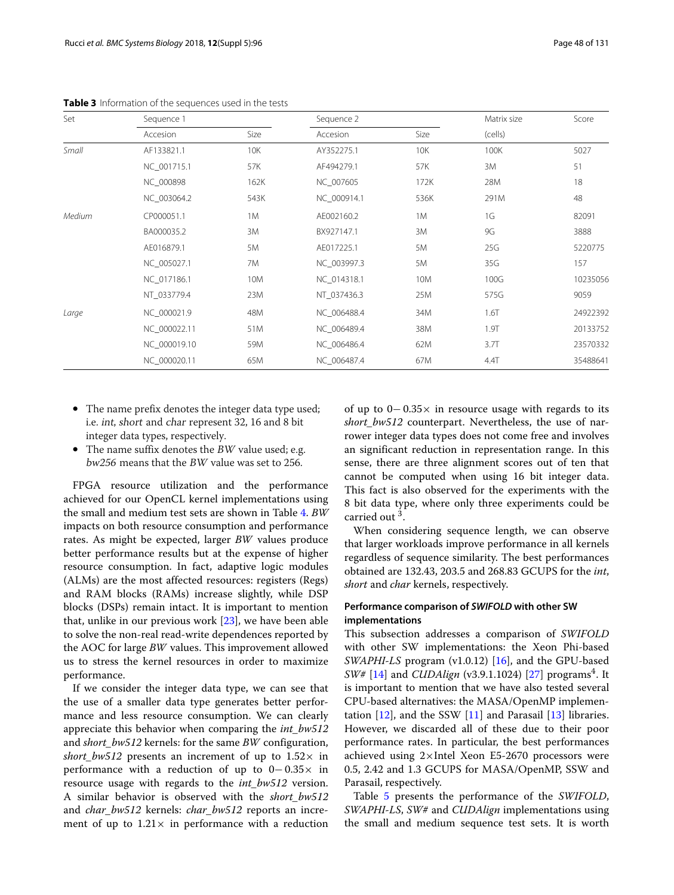**Table 3** Information of the sequences used in the tests

| Set | Sequence 1 | | Sequence 2 | | Matrix size | Score |
|---|---|---|---|---|---|---|
| | Accesion | Size | Accesion | Size | (cells) | |
| *Small* | AF133821.1 | 10K | AY352275.1 | 10K | 100K | 5027 |
| | NC_001715.1 | 57K | AF494279.1 | 57K | 3M | 51 |
| | NC_000898 | 162K | NC_007605 | 172K | 28M | 18 |
| | NC_003064.2 | 543K | NC_000914.1 | 536K | 291M | 48 |
| *Medium* | CP000051.1 | 1M | AE002160.2 | 1M | 1G | 82091 |
| | BA000035.2 | 3M | BX927147.1 | 3M | 9G | 3888 |
| | AE016879.1 | 5M | AE017225.1 | 5M | 25G | 5220775 |
| | NC_005027.1 | 7M | NC_003997.3 | 5M | 35G | 157 |
| | NC_017186.1 | 10M | NC_014318.1 | 10M | 100G | 10235056 |
| | NT_033779.4 | 23M | NT_037436.3 | 25M | 575G | 9059 |
| *Large* | NC_000021.9 | 48M | NC_006488.4 | 34M | 1.6T | 24922392 |
| | NC_000022.11 | 51M | NC_006489.4 | 38M | 1.9T | 20133752 |
| | NC_000019.10 | 59M | NC_006486.4 | 62M | 3.7T | 23570332 |
| | NC_000020.11 | 65M | NC_006487.4 | 67M | 4.4T | 35488641 |

- The name prefix denotes the integer data type used; i.e. *int*, *short* and *char* represent 32, 16 and 8 bit integer data types, respectively.
- The name suffix denotes the *BW* value used; e.g. *bw256* means that the *BW* value was set to 256.

FPGA resource utilization and the performance achieved for our OpenCL kernel implementations using the small and medium test sets are shown in Table 4. *BW* impacts on both resource consumption and performance rates. As might be expected, larger *BW* values produce better performance results but at the expense of higher resource consumption. In fact, adaptive logic modules (ALMs) are the most affected resources: registers (Regs) and RAM blocks (RAMs) increase slightly, while DSP blocks (DSPs) remain intact. It is important to mention that, unlike in our previous work [23], we have been able to solve the non-real read-write dependences reported by the AOC for large *BW* values. This improvement allowed us to stress the kernel resources in order to maximize performance.

If we consider the integer data type, we can see that the use of a smaller data type generates better performance and less resource consumption. We can clearly appreciate this behavior when comparing the *int_bw512* and *short_bw512* kernels: for the same *BW* configuration, *short_bw512* presents an increment of up to 1.52× in performance with a reduction of up to 0−0.35× in resource usage with regards to the *int_bw512* version. A similar behavior is observed with the *short_bw512* and *char_bw512* kernels: *char_bw512* reports an increment of up to 1.21× in performance with a reduction of up to 0−0.35× in resource usage with regards to its *short_bw512* counterpart. Nevertheless, the use of narrower integer data types does not come free and involves an significant reduction in representation range. In this sense, there are three alignment scores out of ten that cannot be computed when using 16 bit integer data. This fact is also observed for the experiments with the 8 bit data type, where only three experiments could be carried out [3].

When considering sequence length, we can observe that larger workloads improve performance in all kernels regardless of sequence similarity. The best performances obtained are 132.43, 203.5 and 268.83 GCUPS for the *int*, *short* and *char* kernels, respectively.

### Performance comparison of *SWIFOLD* with other SW implementations

This subsection addresses a comparison of *SWIFOLD* with other SW implementations: the Xeon Phi-based *SWAPHI-LS* program (v1.0.12) [16], and the GPU-based *SW#* [14] and *CUDAlign* (v3.9.1.1024) [27] programs[4]. It is important to mention that we have also tested several CPU-based alternatives: the MASA/OpenMP implementation [12], and the SSW [11] and Parasail [13] libraries. However, we discarded all of these due to their poor performance rates. In particular, the best performances achieved using 2×Intel Xeon E5-2670 processors were 0.5, 2.42 and 1.3 GCUPS for MASA/OpenMP, SSW and Parasail, respectively.

Table 5 presents the performance of the *SWIFOLD*, *SWAPHI-LS*, *SW#* and *CUDAlign* implementations using the small and medium sequence test sets. It is worth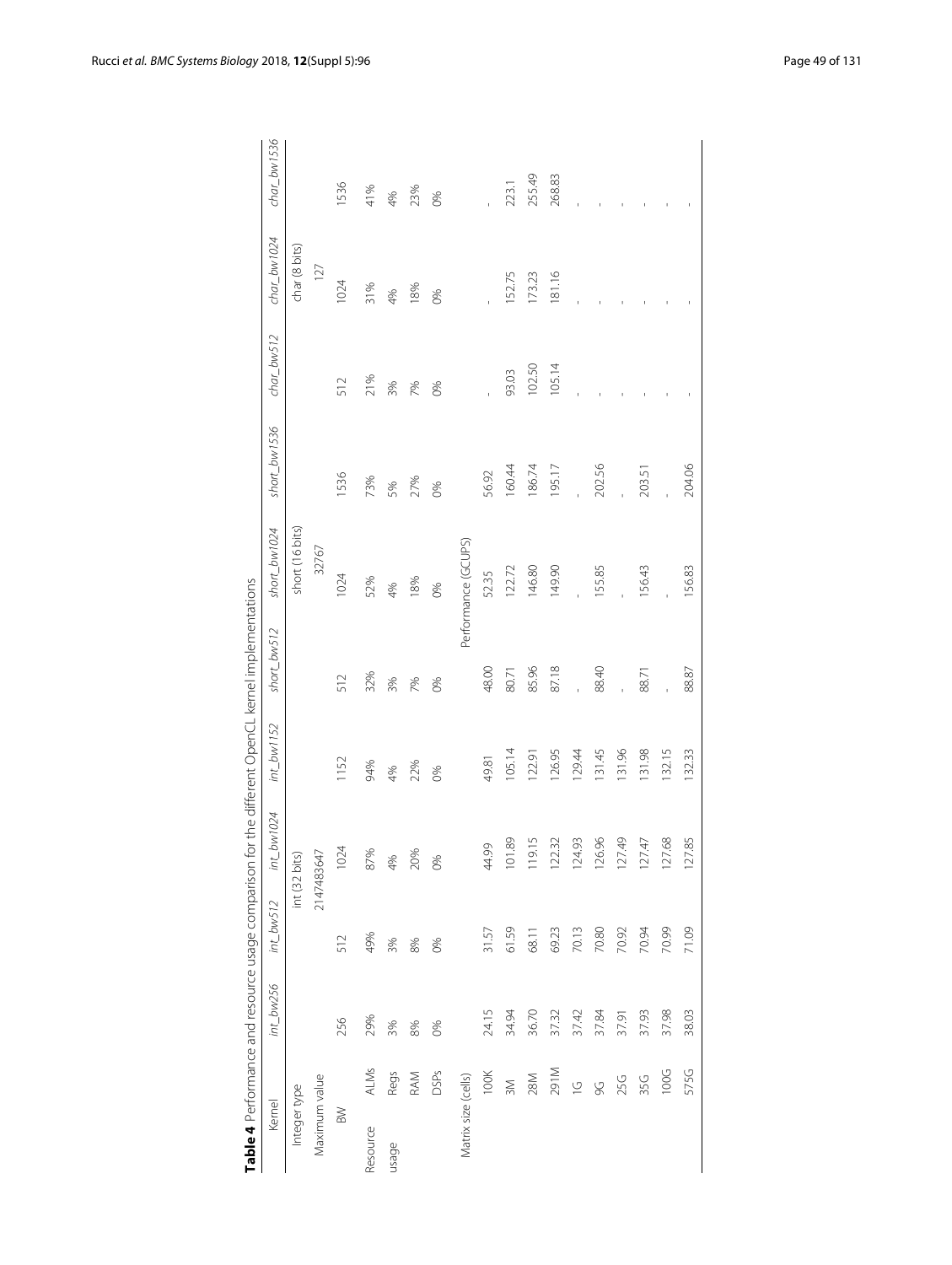**Table 4** Performance and resource usage comparison for the different OpenCL kernel implementations

| Kernel | | int_bw256 | int_bw512 | int_bw1024 | int_bw1152 | short_bw512 | short_bw1024 | short_bw1536 | char_bw512 | char_bw1024 | char_bw1536 |
|---|---|---|---|---|---|---|---|---|---|---|---|
| Integer type | | int (32 bits) | | | | short (16 bits) | | | char (8 bits) | | |
| Maximum value | | 2147483647 | | | | 32767 | | | 127 | | |
| BW | | 256 | 512 | 1024 | 1152 | 512 | 1024 | 1536 | 512 | 1024 | 1536 |
| Resource usage | ALMs | 29% | 49% | 87% | 94% | 32% | 52% | 73% | 21% | 31% | 41% |
| | Regs | 3% | 3% | 4% | 4% | 3% | 4% | 5% | 3% | 4% | 4% |
| | RAM | 8% | 8% | 20% | 22% | 7% | 18% | 27% | 7% | 18% | 23% |
| | DSPs | 0% | 0% | 0% | 0% | 0% | 0% | 0% | 0% | 0% | 0% |
| Matrix size (cells) | | Performance (GCUPS) | | | | | | | | | |
| | 100K | 24.15 | 31.57 | 44.99 | 49.81 | 48.00 | 52.35 | 56.92 | - | - | - |
| | 3M | 34.94 | 61.59 | 101.89 | 105.14 | 80.71 | 122.72 | 160.44 | 93.03 | 152.75 | 223.1 |
| | 28M | 36.70 | 68.11 | 119.15 | 122.91 | 85.96 | 146.80 | 186.74 | 102.50 | 173.23 | 255.49 |
| | 291M | 37.32 | 69.23 | 122.32 | 126.95 | 87.18 | 149.90 | 195.17 | 105.14 | 181.16 | 268.83 |
| | 1G | 37.42 | 70.13 | 124.93 | 129.44 | - | - | - | - | - | - |
| | 9G | 37.84 | 70.80 | 126.96 | 131.45 | 88.40 | 155.85 | 202.56 | - | - | - |
| | 25G | 37.91 | 70.92 | 127.49 | 131.96 | - | - | - | - | - | - |
| | 35G | 37.93 | 70.94 | 127.47 | 131.98 | 88.71 | 156.43 | 203.51 | - | - | - |
| | 100G | 37.98 | 70.99 | 127.68 | 132.15 | - | - | - | - | - | - |
| | 575G | 38.03 | 71.09 | 127.85 | 132.33 | 88.87 | 156.83 | 204.06 | - | - | - |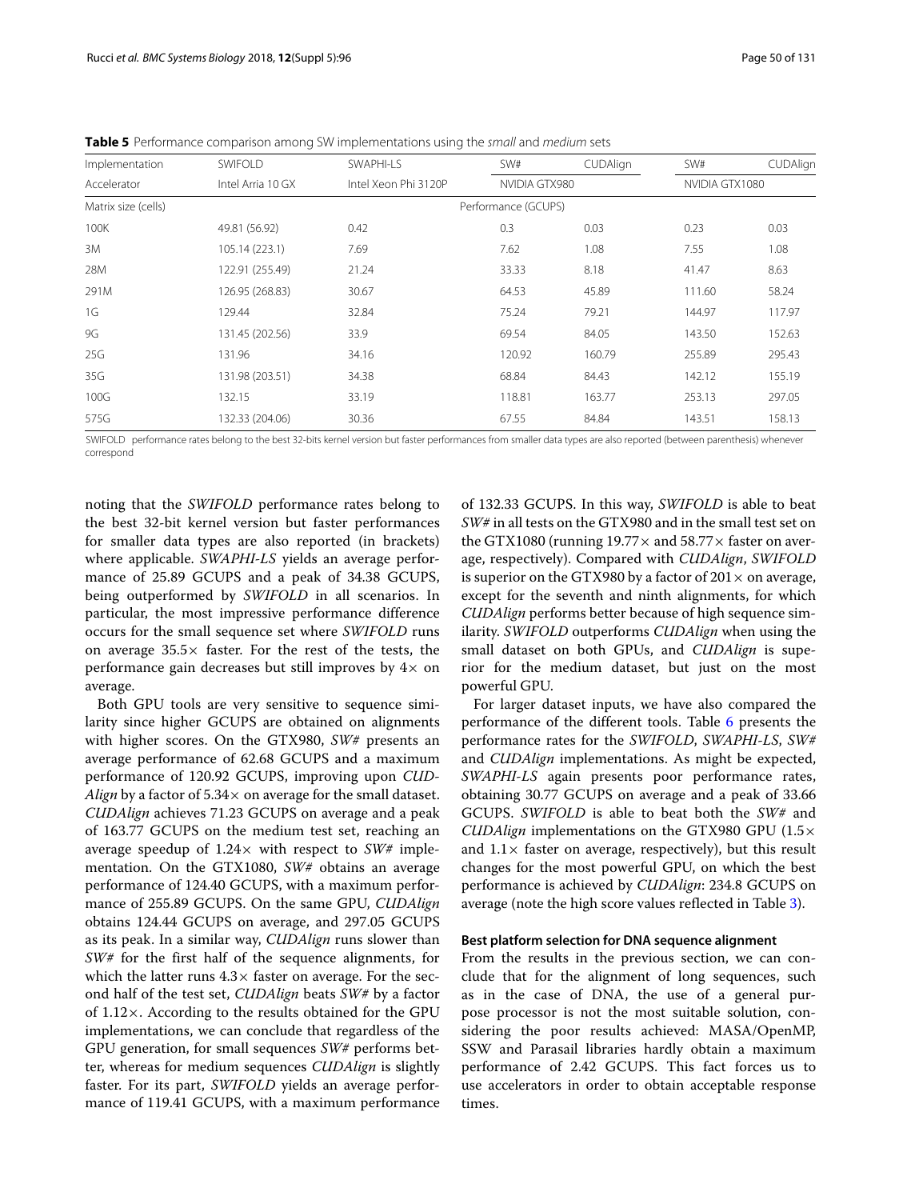**Table 5** Performance comparison among SW implementations using the *small* and *medium* sets

| Implementation | SWIFOLD | SWAPHI-LS | SW# | CUDAlign | SW# | CUDAlign |
|---|---|---|---|---|---|---|
| Accelerator | Intel Arria 10 GX | Intel Xeon Phi 3120P | NVIDIA GTX980 | | NVIDIA GTX1080 | |
| Matrix size (cells) | Performance (GCUPS) | | | | | |
| 100K | 49.81 (56.92) | 0.42 | 0.3 | 0.03 | 0.23 | 0.03 |
| 3M | 105.14 (223.1) | 7.69 | 7.62 | 1.08 | 7.55 | 1.08 |
| 28M | 122.91 (255.49) | 21.24 | 33.33 | 8.18 | 41.47 | 8.63 |
| 291M | 126.95 (268.83) | 30.67 | 64.53 | 45.89 | 111.60 | 58.24 |
| 1G | 129.44 | 32.84 | 75.24 | 79.21 | 144.97 | 117.97 |
| 9G | 131.45 (202.56) | 33.9 | 69.54 | 84.05 | 143.50 | 152.63 |
| 25G | 131.96 | 34.16 | 120.92 | 160.79 | 255.89 | 295.43 |
| 35G | 131.98 (203.51) | 34.38 | 68.84 | 84.43 | 142.12 | 155.19 |
| 100G | 132.15 | 33.19 | 118.81 | 163.77 | 253.13 | 297.05 |
| 575G | 132.33 (204.06) | 30.36 | 67.55 | 84.84 | 143.51 | 158.13 |

SWIFOLD performance rates belong to the best 32-bits kernel version but faster performances from smaller data types are also reported (between parenthesis) whenever correspond

noting that the *SWIFOLD* performance rates belong to the best 32-bit kernel version but faster performances for smaller data types are also reported (in brackets) where applicable. *SWAPHI-LS* yields an average performance of 25.89 GCUPS and a peak of 34.38 GCUPS, being outperformed by *SWIFOLD* in all scenarios. In particular, the most impressive performance difference occurs for the small sequence set where *SWIFOLD* runs on average 35.5× faster. For the rest of the tests, the performance gain decreases but still improves by 4× on average.

Both GPU tools are very sensitive to sequence similarity since higher GCUPS are obtained on alignments with higher scores. On the GTX980, *SW#* presents an average performance of 62.68 GCUPS and a maximum performance of 120.92 GCUPS, improving upon *CUDAlign* by a factor of 5.34× on average for the small dataset. *CUDAlign* achieves 71.23 GCUPS on average and a peak of 163.77 GCUPS on the medium test set, reaching an average speedup of 1.24× with respect to *SW#* implementation. On the GTX1080, *SW#* obtains an average performance of 124.40 GCUPS, with a maximum performance of 255.89 GCUPS. On the same GPU, *CUDAlign* obtains 124.44 GCUPS on average, and 297.05 GCUPS as its peak. In a similar way, *CUDAlign* runs slower than *SW#* for the first half of the sequence alignments, for which the latter runs 4.3× faster on average. For the second half of the test set, *CUDAlign* beats *SW#* by a factor of 1.12×. According to the results obtained for the GPU implementations, we can conclude that regardless of the GPU generation, for small sequences *SW#* performs better, whereas for medium sequences *CUDAlign* is slightly faster. For its part, *SWIFOLD* yields an average performance of 119.41 GCUPS, with a maximum performance of 132.33 GCUPS. In this way, *SWIFOLD* is able to beat *SW#* in all tests on the GTX980 and in the small test set on the GTX1080 (running 19.77× and 58.77× faster on average, respectively). Compared with *CUDAlign*, *SWIFOLD* is superior on the GTX980 by a factor of 201× on average, except for the seventh and ninth alignments, for which *CUDAlign* performs better because of high sequence similarity. *SWIFOLD* outperforms *CUDAlign* when using the small dataset on both GPUs, and *CUDAlign* is superior for the medium dataset, but just on the most powerful GPU.

For larger dataset inputs, we have also compared the performance of the different tools. Table 6 presents the performance rates for the *SWIFOLD*, *SWAPHI-LS*, *SW#* and *CUDAlign* implementations. As might be expected, *SWAPHI-LS* again presents poor performance rates, obtaining 30.77 GCUPS on average and a peak of 33.66 GCUPS. *SWIFOLD* is able to beat both the *SW#* and *CUDAlign* implementations on the GTX980 GPU (1.5× and 1.1× faster on average, respectively), but this result changes for the most powerful GPU, on which the best performance is achieved by *CUDAlign*: 234.8 GCUPS on average (note the high score values reflected in Table 3).

#### Best platform selection for DNA sequence alignment

From the results in the previous section, we can conclude that for the alignment of long sequences, such as in the case of DNA, the use of a general purpose processor is not the most suitable solution, considering the poor results achieved: MASA/OpenMP, SSW and Parasail libraries hardly obtain a maximum performance of 2.42 GCUPS. This fact forces us to use accelerators in order to obtain acceptable response times.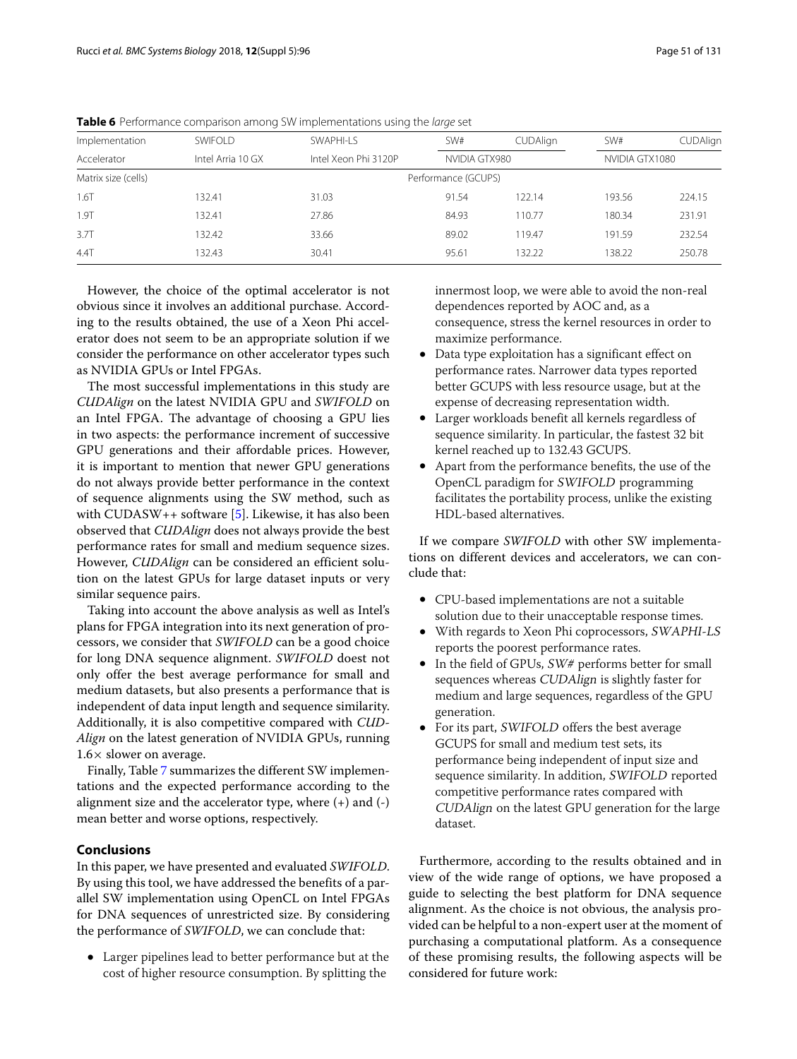**Table 6** Performance comparison among SW implementations using the *large* set

| Implementation | SWIFOLD | SWAPHI-LS | SW# | CUDAlign | SW# | CUDAlign |
|---|---|---|---|---|---|---|
| Accelerator | Intel Arria 10 GX | Intel Xeon Phi 3120P | NVIDIA GTX980 | | NVIDIA GTX1080 | |
| Matrix size (cells) | Performance (GCUPS) | | | | | |
| 1.6T | 132.41 | 31.03 | 91.54 | 122.14 | 193.56 | 224.15 |
| 1.9T | 132.41 | 27.86 | 84.93 | 110.77 | 180.34 | 231.91 |
| 3.7T | 132.42 | 33.66 | 89.02 | 119.47 | 191.59 | 232.54 |
| 4.4T | 132.43 | 30.41 | 95.61 | 132.22 | 138.22 | 250.78 |

However, the choice of the optimal accelerator is not obvious since it involves an additional purchase. According to the results obtained, the use of a Xeon Phi accelerator does not seem to be an appropriate solution if we consider the performance on other accelerator types such as NVIDIA GPUs or Intel FPGAs.

The most successful implementations in this study are *CUDAlign* on the latest NVIDIA GPU and *SWIFOLD* on an Intel FPGA. The advantage of choosing a GPU lies in two aspects: the performance increment of successive GPU generations and their affordable prices. However, it is important to mention that newer GPU generations do not always provide better performance in the context of sequence alignments using the SW method, such as with CUDASW++ software [5]. Likewise, it has also been observed that *CUDAlign* does not always provide the best performance rates for small and medium sequence sizes. However, *CUDAlign* can be considered an efficient solution on the latest GPUs for large dataset inputs or very similar sequence pairs.

Taking into account the above analysis as well as Intel's plans for FPGA integration into its next generation of processors, we consider that *SWIFOLD* can be a good choice for long DNA sequence alignment. *SWIFOLD* doest not only offer the best average performance for small and medium datasets, but also presents a performance that is independent of data input length and sequence similarity. Additionally, it is also competitive compared with *CUDAlign* on the latest generation of NVIDIA GPUs, running 1.6× slower on average.

Finally, Table 7 summarizes the different SW implementations and the expected performance according to the alignment size and the accelerator type, where (+) and (-) mean better and worse options, respectively.

## Conclusions

In this paper, we have presented and evaluated *SWIFOLD*. By using this tool, we have addressed the benefits of a parallel SW implementation using OpenCL on Intel FPGAs for DNA sequences of unrestricted size. By considering the performance of *SWIFOLD*, we can conclude that:

- Larger pipelines lead to better performance but at the cost of higher resource consumption. By splitting the innermost loop, we were able to avoid the non-real dependences reported by AOC and, as a consequence, stress the kernel resources in order to maximize performance.
- Data type exploitation has a significant effect on performance rates. Narrower data types reported better GCUPS with less resource usage, but at the expense of decreasing representation width.
- Larger workloads benefit all kernels regardless of sequence similarity. In particular, the fastest 32 bit kernel reached up to 132.43 GCUPS.
- Apart from the performance benefits, the use of the OpenCL paradigm for *SWIFOLD* programming facilitates the portability process, unlike the existing HDL-based alternatives.

If we compare *SWIFOLD* with other SW implementations on different devices and accelerators, we can conclude that:

- CPU-based implementations are not a suitable solution due to their unacceptable response times.
- With regards to Xeon Phi coprocessors, *SWAPHI-LS* reports the poorest performance rates.
- In the field of GPUs, *SW#* performs better for small sequences whereas *CUDAlign* is slightly faster for medium and large sequences, regardless of the GPU generation.
- For its part, *SWIFOLD* offers the best average GCUPS for small and medium test sets, its performance being independent of input size and sequence similarity. In addition, *SWIFOLD* reported competitive performance rates compared with *CUDAlign* on the latest GPU generation for the large dataset.

Furthermore, according to the results obtained and in view of the wide range of options, we have proposed a guide to selecting the best platform for DNA sequence alignment. As the choice is not obvious, the analysis provided can be helpful to a non-expert user at the moment of purchasing a computational platform. As a consequence of these promising results, the following aspects will be considered for future work: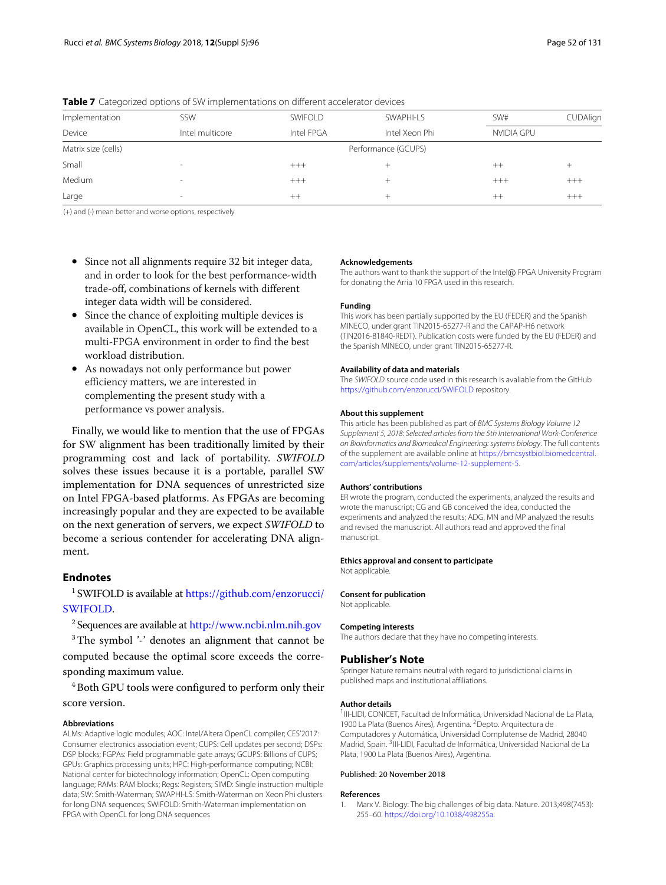**Table 7** Categorized options of SW implementations on different accelerator devices

| Implementation | SSW | SWIFOLD | SWAPHI-LS | SW# | CUDAlign |
|---|---|---|---|---|---|
| Device | Intel multicore | Intel FPGA | Intel Xeon Phi | NVIDIA GPU | |
| Matrix size (cells) | | | Performance (GCUPS) | | |
| Small | - | +++ | + | ++ | + |
| Medium | - | +++ | + | +++ | +++ |
| Large | - | ++ | + | ++ | +++ |

(+) and (-) mean better and worse options, respectively

- Since not all alignments require 32 bit integer data, and in order to look for the best performance-width trade-off, combinations of kernels with different integer data width will be considered.
- Since the chance of exploiting multiple devices is available in OpenCL, this work will be extended to a multi-FPGA environment in order to find the best workload distribution.
- As nowadays not only performance but power efficiency matters, we are interested in complementing the present study with a performance vs power analysis.

Finally, we would like to mention that the use of FPGAs for SW alignment has been traditionally limited by their programming cost and lack of portability. *SWIFOLD* solves these issues because it is a portable, parallel SW implementation for DNA sequences of unrestricted size on Intel FPGA-based platforms. As FPGAs are becoming increasingly popular and they are expected to be available on the next generation of servers, we expect *SWIFOLD* to become a serious contender for accelerating DNA alignment.

## Endnotes

[1] SWIFOLD is available at https://github.com/enzorucci/SWIFOLD.

[2] Sequences are available at http://www.ncbi.nlm.nih.gov

[3] The symbol '-' denotes an alignment that cannot be computed because the optimal score exceeds the corresponding maximum value.

[4] Both GPU tools were configured to perform only their score version.

### Abbreviations

ALMs: Adaptive logic modules; AOC: Intel/Altera OpenCL compiler; CES'2017: Consumer electronics association event; CUPS: Cell updates per second; DSPs: DSP blocks; FGPAs: Field programmable gate arrays; GCUPS: Billions of CUPS; GPUs: Graphics processing units; HPC: High-performance computing; NCBI: National center for biotechnology information; OpenCL: Open computing language; RAMs: RAM blocks; Regs: Registers; SIMD: Single instruction multiple data; SW: Smith-Waterman; SWAPHI-LS: Smith-Waterman on Xeon Phi clusters for long DNA sequences; SWIFOLD: Smith-Waterman implementation on FPGA with OpenCL for long DNA sequences

### Acknowledgements

The authors want to thank the support of the Intel® FPGA University Program for donating the Arria 10 FPGA used in this research.

### Funding

This work has been partially supported by the EU (FEDER) and the Spanish MINECO, under grant TIN2015-65277-R and the CAPAP-H6 network (TIN2016-81840-REDT). Publication costs were funded by the EU (FEDER) and the Spanish MINECO, under grant TIN2015-65277-R.

### Availability of data and materials

The *SWIFOLD* source code used in this research is avaliable from the GitHub https://github.com/enzorucci/SWIFOLD repository.

### About this supplement

This article has been published as part of *BMC Systems Biology Volume 12 Supplement 5, 2018: Selected articles from the 5th International Work-Conference on Bioinformatics and Biomedical Engineering: systems biology*. The full contents of the supplement are available online at https://bmcsystbiol.biomedcentral.com/articles/supplements/volume-12-supplement-5.

### Authors' contributions

ER wrote the program, conducted the experiments, analyzed the results and wrote the manuscript; CG and GB conceived the idea, conducted the experiments and analyzed the results; ADG, MN and MP analyzed the results and revised the manuscript. All authors read and approved the final manuscript.

### Ethics approval and consent to participate

Not applicable.

### Consent for publication

Not applicable.

### Competing interests

The authors declare that they have no competing interests.

## Publisher's Note

Springer Nature remains neutral with regard to jurisdictional claims in published maps and institutional affiliations.

### Author details

[1] III-LIDI, CONICET, Facultad de Informática, Universidad Nacional de La Plata, 1900 La Plata (Buenos Aires), Argentina. [2] Depto. Arquitectura de Computadores y Automática, Universidad Complutense de Madrid, 28040 Madrid, Spain. [3] III-LIDI, Facultad de Informática, Universidad Nacional de La Plata, 1900 La Plata (Buenos Aires), Argentina.

Published: 20 November 2018

### References

1. Marx V. Biology: The big challenges of big data. Nature. 2013;498(7453): 255–60. https://doi.org/10.1038/498255a.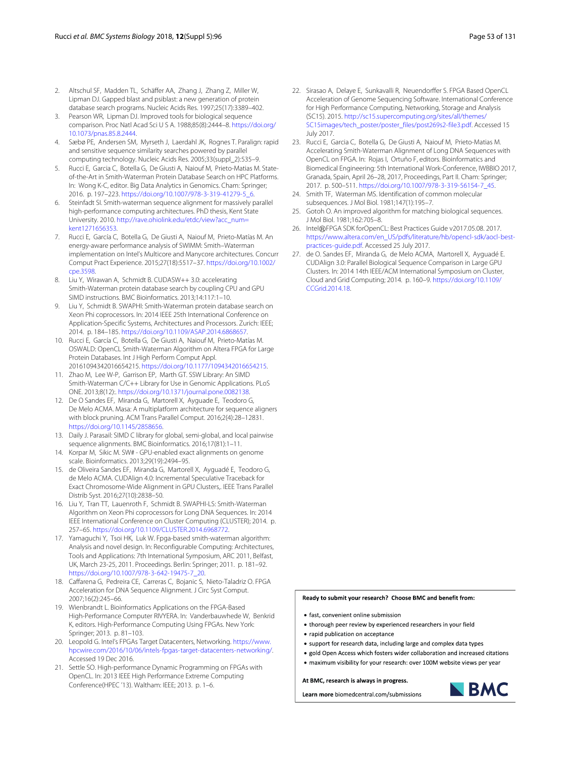2. Altschul SF, Madden TL, Schäffer AA, Zhang J, Zhang Z, Miller W, Lipman DJ. Gapped blast and psiblast: a new generation of protein database search programs. Nucleic Acids Res. 1997;25(17):3389–402.
3. Pearson WR, Lipman DJ. Improved tools for biological sequence comparison. Proc Natl Acad Sci U S A. 1988;85(8):2444–8. https://doi.org/10.1073/pnas.85.8.2444.
4. Sæbø PE, Andersen SM, Myrseth J, Laerdahl JK, Rognes T. Paralign: rapid and sensitive sequence similarity searches powered by parallel computing technology. Nucleic Acids Res. 2005;33(suppl_2):535–9.
5. Rucci E, Garcia C, Botella G, De Giusti A, Naiouf M, Prieto-Matias M. State-of-the-Art in Smith-Waterman Protein Database Search on HPC Platforms. In: Wong K-C, editor. Big Data Analytics in Genomics. Cham: Springer; 2016. p. 197–223. https://doi.org/10.1007/978-3-319-41279-5_6.
6. Steinfadt SI. Smith-waterman sequence alignment for massively parallel high-performance computing architectures. PhD thesis, Kent State University. 2010. http://rave.ohiolink.edu/etdc/view?acc_num=kent1271656353.
7. Rucci E, García C, Botella G, De Giusti A, Naiouf M, Prieto-Matías M. An energy-aware performance analysis of SWIMM: Smith–Waterman implementation on Intel's Multicore and Manycore architectures. Concurr Comput Pract Experience. 2015;27(18):5517–37. https://doi.org/10.1002/cpe.3598.
8. Liu Y, Wirawan A, Schmidt B. CUDASW++ 3.0: accelerating Smith-Waterman protein database search by coupling CPU and GPU SIMD instructions. BMC Bioinformatics. 2013;14:117:1–10.
9. Liu Y, Schmidt B. SWAPHI: Smith-Waterman protein database search on Xeon Phi coprocessors. In: 2014 IEEE 25th International Conference on Application-Specific Systems, Architectures and Processors. Zurich: IEEE; 2014. p. 184–185. https://doi.org/10.1109/ASAP.2014.6868657.
10. Rucci E, García C, Botella G, De Giusti A, Naiouf M, Prieto-Matías M. OSWALD: OpenCL Smith-Waterman Algorithm on Altera FPGA for Large Protein Databases. Int J High Perform Comput Appl. 20161094342016654215. https://doi.org/10.1177/1094342016654215.
11. Zhao M, Lee W-P, Garrison EP, Marth GT. SSW Library: An SIMD Smith-Waterman C/C++ Library for Use in Genomic Applications. PLoS ONE. 2013;8(12):. https://doi.org/10.1371/journal.pone.0082138.
12. De O Sandes EF, Miranda G, Martorell X, Ayguade E, Teodoro G, De Melo ACMA. Masa: A multiplatform architecture for sequence aligners with block pruning. ACM Trans Parallel Comput. 2016;2(4):28–12831. https://doi.org/10.1145/2858656.
13. Daily J. Parasail: SIMD C library for global, semi-global, and local pairwise sequence alignments. BMC Bioinformatics. 2016;17(81):1–11.
14. Korpar M, Sikic M. SW# - GPU-enabled exact alignments on genome scale. Bioinformatics. 2013;29(19):2494–95.
15. de Oliveira Sandes EF, Miranda G, Martorell X, Ayguadé E, Teodoro G, de Melo ACMA. CUDAlign 4.0: Incremental Speculative Traceback for Exact Chromosome-Wide Alignment in GPU Clusters,. IEEE Trans Parallel Distrib Syst. 2016;27(10):2838–50.
16. Liu Y, Tran TT, Lauenroth F, Schmidt B. SWAPHI-LS: Smith-Waterman Algorithm on Xeon Phi coprocessors for Long DNA Sequences. In: 2014 IEEE International Conference on Cluster Computing (CLUSTER); 2014. p. 257–65. https://doi.org/10.1109/CLUSTER.2014.6968772.
17. Yamaguchi Y, Tsoi HK, Luk W. Fpga-based smith-waterman algorithm: Analysis and novel design. In: Reconfigurable Computing: Architectures, Tools and Applications: 7th International Symposium, ARC 2011, Belfast, UK, March 23-25, 2011. Proceedings. Berlin: Springer; 2011. p. 181–92. https://doi.org/10.1007/978-3-642-19475-7_20.
18. Caffarena G, Pedreira CE, Carreras C, Bojanic S, Nieto-Taladriz O. FPGA Acceleration for DNA Sequence Alignment. J Circ Syst Comput. 2007;16(2):245–66.
19. Wienbrandt L. Bioinformatics Applications on the FPGA-Based High-Performance Computer RIVYERA. In: Vanderbauwhede W, Benkrid K, editors. High-Performance Computing Using FPGAs. New York: Springer; 2013. p. 81–103.
20. Leopold G. Intel's FPGAs Target Datacenters, Networking. https://www.hpcwire.com/2016/10/06/intels-fpgas-target-datacenters-networking/. Accessed 19 Dec 2016.
21. Settle SO. High-performance Dynamic Programming on FPGAs with OpenCL. In: 2013 IEEE High Performance Extreme Computing Conference(HPEC '13). Waltham: IEEE; 2013. p. 1–6.
22. Sirasao A, Delaye E, Sunkavalli R, Neuendorffer S. FPGA Based OpenCL Acceleration of Genome Sequencing Software. International Conference for High Performance Computing, Networking, Storage and Analysis (SC15). 2015. http://sc15.supercomputing.org/sites/all/themes/SC15images/tech_poster/poster_files/post269s2-file3.pdf. Accessed 15 July 2017.
23. Rucci E, Garcia C, Botella G, De Giusti A, Naiouf M, Prieto-Matias M. Accelerating Smith-Waterman Alignment of Long DNA Sequences with OpenCL on FPGA. In: Rojas I, Ortuño F, editors. Bioinformatics and Biomedical Engineering: 5th International Work-Conference, IWBBIO 2017, Granada, Spain, April 26–28, 2017, Proceedings, Part II. Cham: Springer; 2017. p. 500–511. https://doi.org/10.1007/978-3-319-56154-7_45.
24. Smith TF, Waterman MS. Identification of common molecular subsequences. J Mol Biol. 1981;147(1):195–7.
25. Gotoh O. An improved algorithm for matching biological sequences. J Mol Biol. 1981;162:705–8.
26. Intel®FPGA SDK forOpenCL: Best Practices Guide v2017.05.08. 2017. https://www.altera.com/en_US/pdfs/literature/hb/opencl-sdk/aocl-best-practices-guide.pdf. Accessed 25 July 2017.
27. de O. Sandes EF, Miranda G, de Melo ACMA, Martorell X, Ayguadé E. CUDAlign 3.0: Parallel Biological Sequence Comparison in Large GPU Clusters. In: 2014 14th IEEE/ACM International Symposium on Cluster, Cloud and Grid Computing; 2014. p. 160–9. https://doi.org/10.1109/CCGrid.2014.18.

**Ready to submit your research? Choose BMC and benefit from:**

- fast, convenient online submission
- thorough peer review by experienced researchers in your field
- rapid publication on acceptance
- support for research data, including large and complex data types
- gold Open Access which fosters wider collaboration and increased citations
- maximum visibility for your research: over 100M website views per year

**At BMC, research is always in progress.**

**Learn more** biomedcentral.com/submissions

BMC